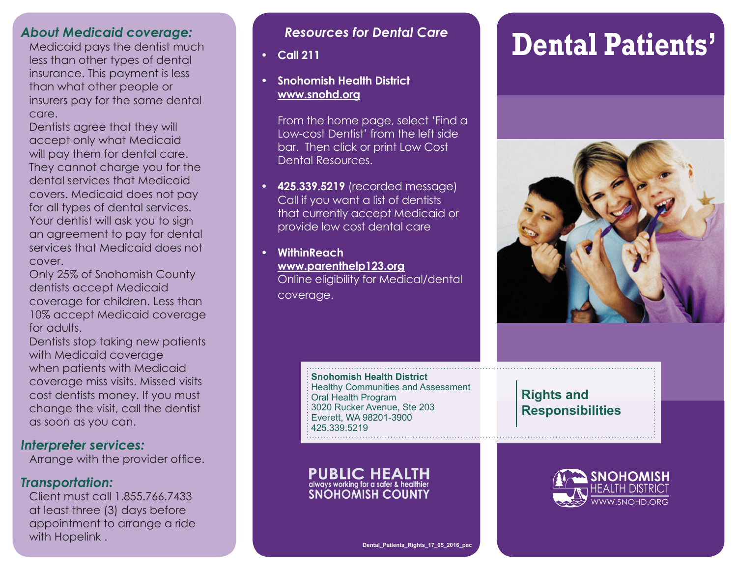### *About Medicaid coverage:*

Medicaid pays the dentist much less than other types of dental insurance. This payment is less than what other people or insurers pay for the same dental care.

Dentists agree that they will accept only what Medicaid will pay them for dental care. They cannot charge you for the dental services that Medicaid covers. Medicaid does not pay for all types of dental services. Your dentist will ask you to sign an agreement to pay for dental services that Medicaid does not cover.

Only 25% of Snohomish County dentists accept Medicaid coverage for children. Less than 10% accept Medicaid coverage for adults.

Dentists stop taking new patients with Medicaid coverage when patients with Medicaid coverage miss visits. Missed visits cost dentists money. If you must change the visit, call the dentist as soon as you can.

### *Interpreter services:*

Arrange with the provider office.

### *Transportation:*

Client must call 1.855.766.7433 at least three (3) days before appointment to arrange a ride with Hopelink .

### *Resources for Dental Care*

- **Call 211**
- **Snohomish Health District**
  **www.snohd.org**

  From the home page, select 'Find a Low-cost Dentist' from the left side bar. Then click or print Low Cost Dental Resources.
- **425.339.5219** (recorded message) Call if you want a list of dentists that currently accept Medicaid or provide low cost dental care
- **WithinReach**
  **www.parenthelp123.org**
  Online eligibility for Medical/dental coverage.

**Snohomish Health District**
Healthy Communities and Assessment
Oral Health Program
3020 Rucker Avenue, Ste 203
Everett, WA 98201-3900
425.339.5219

**PUBLIC HEALTH**
always working for a safer & healthier
**SNOHOMISH COUNTY**

Dental_Patients_Rights_17_05_2016_pac

# Dental Patients'

## Rights and Responsibilities

SNOHOMISH HEALTH DISTRICT
WWW.SNOHD.ORG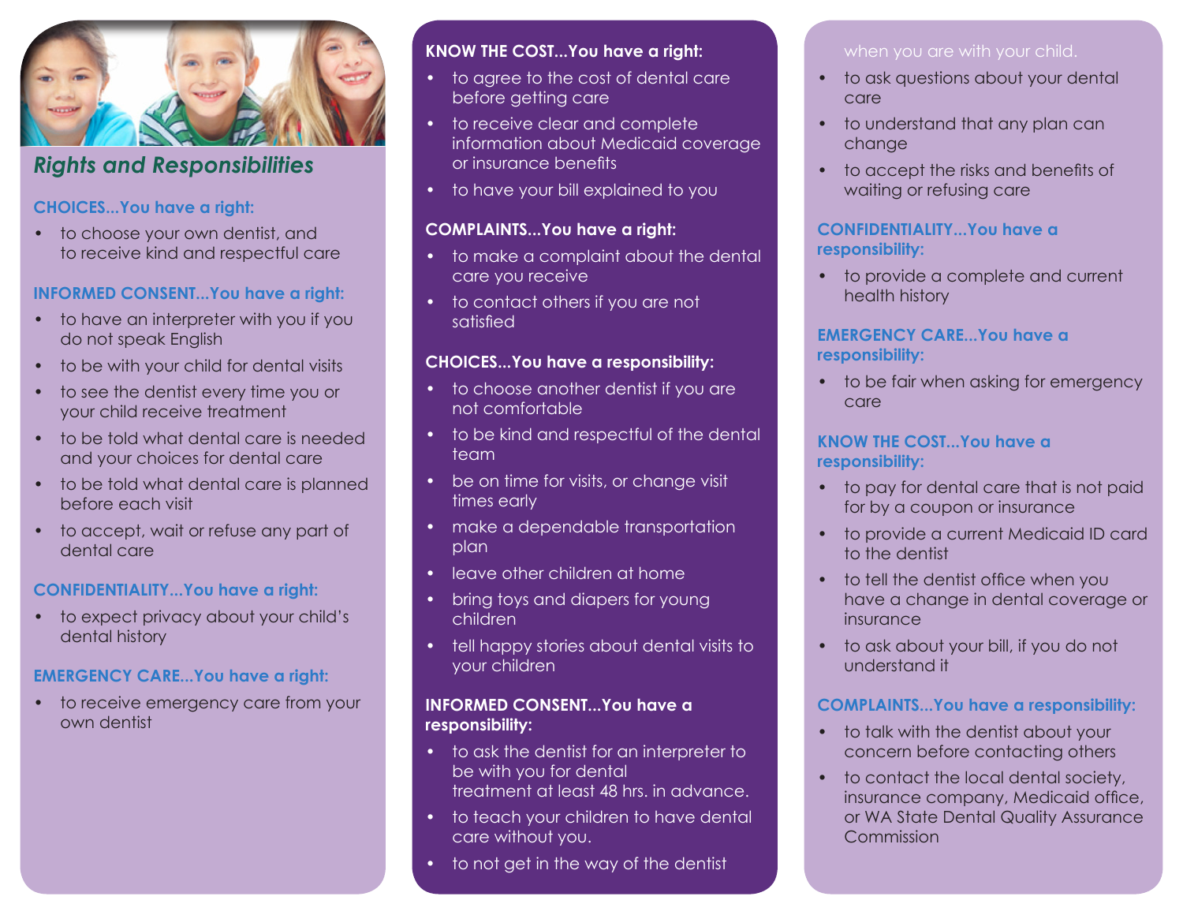## *Rights and Responsibilities*

### CHOICES...You have a right:

- to choose your own dentist, and to receive kind and respectful care

### INFORMED CONSENT...You have a right:

- to have an interpreter with you if you do not speak English
- to be with your child for dental visits
- to see the dentist every time you or your child receive treatment
- to be told what dental care is needed and your choices for dental care
- to be told what dental care is planned before each visit
- to accept, wait or refuse any part of dental care

### CONFIDENTIALITY...You have a right:

- to expect privacy about your child's dental history

### EMERGENCY CARE...You have a right:

- to receive emergency care from your own dentist

### KNOW THE COST...You have a right:

- to agree to the cost of dental care before getting care
- to receive clear and complete information about Medicaid coverage or insurance benefits
- to have your bill explained to you

### COMPLAINTS...You have a right:

- to make a complaint about the dental care you receive
- to contact others if you are not satisfied

### CHOICES...You have a responsibility:

- to choose another dentist if you are not comfortable
- to be kind and respectful of the dental team
- be on time for visits, or change visit times early
- make a dependable transportation plan
- leave other children at home
- bring toys and diapers for young children
- tell happy stories about dental visits to your children

### INFORMED CONSENT...You have a responsibility:

- to ask the dentist for an interpreter to be with you for dental treatment at least 48 hrs. in advance.
- to teach your children to have dental care without you.
- to not get in the way of the dentist when you are with your child.
- to ask questions about your dental care
- to understand that any plan can change
- to accept the risks and benefits of waiting or refusing care

### CONFIDENTIALITY...You have a responsibility:

- to provide a complete and current health history

### EMERGENCY CARE...You have a responsibility:

- to be fair when asking for emergency care

### KNOW THE COST...You have a responsibility:

- to pay for dental care that is not paid for by a coupon or insurance
- to provide a current Medicaid ID card to the dentist
- to tell the dentist office when you have a change in dental coverage or insurance
- to ask about your bill, if you do not understand it

### COMPLAINTS...You have a responsibility:

- to talk with the dentist about your concern before contacting others
- to contact the local dental society, insurance company, Medicaid office, or WA State Dental Quality Assurance Commission